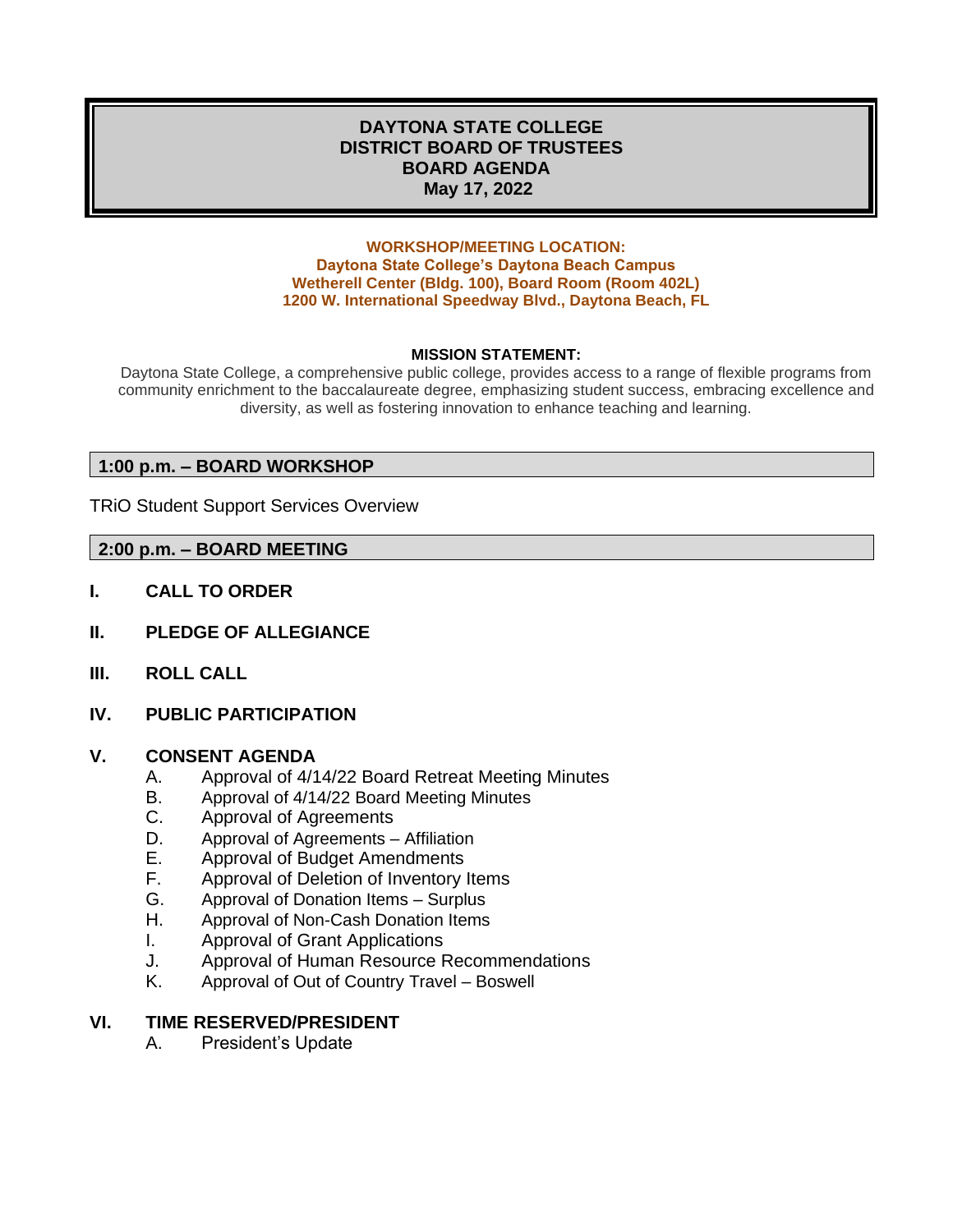# DAYTONA STATE COLLEGE
# DISTRICT BOARD OF TRUSTEES
# BOARD AGENDA
# May 17, 2022

**WORKSHOP/MEETING LOCATION:**
**Daytona State College's Daytona Beach Campus**
**Wetherell Center (Bldg. 100), Board Room (Room 402L)**
**1200 W. International Speedway Blvd., Daytona Beach, FL**

**MISSION STATEMENT:**

Daytona State College, a comprehensive public college, provides access to a range of flexible programs from community enrichment to the baccalaureate degree, emphasizing student success, embracing excellence and diversity, as well as fostering innovation to enhance teaching and learning.

## 1:00 p.m. – BOARD WORKSHOP

TRiO Student Support Services Overview

## 2:00 p.m. – BOARD MEETING

**I. CALL TO ORDER**

**II. PLEDGE OF ALLEGIANCE**

**III. ROLL CALL**

**IV. PUBLIC PARTICIPATION**

**V. CONSENT AGENDA**

A. Approval of 4/14/22 Board Retreat Meeting Minutes
B. Approval of 4/14/22 Board Meeting Minutes
C. Approval of Agreements
D. Approval of Agreements – Affiliation
E. Approval of Budget Amendments
F. Approval of Deletion of Inventory Items
G. Approval of Donation Items – Surplus
H. Approval of Non-Cash Donation Items
I. Approval of Grant Applications
J. Approval of Human Resource Recommendations
K. Approval of Out of Country Travel – Boswell

**VI. TIME RESERVED/PRESIDENT**

A. President's Update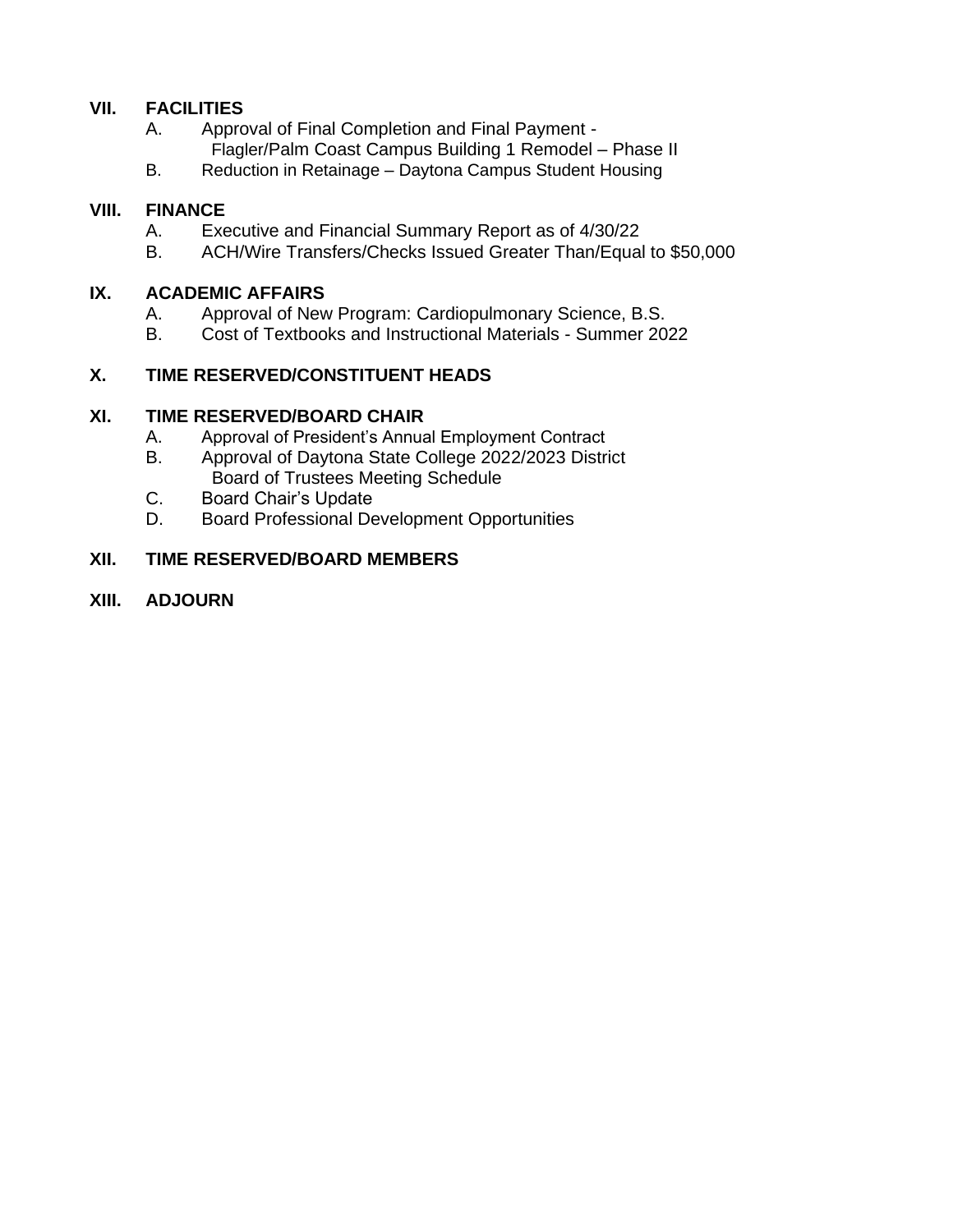**VII. FACILITIES**

- A. Approval of Final Completion and Final Payment - Flagler/Palm Coast Campus Building 1 Remodel – Phase II
- B. Reduction in Retainage – Daytona Campus Student Housing

**VIII. FINANCE**

- A. Executive and Financial Summary Report as of 4/30/22
- B. ACH/Wire Transfers/Checks Issued Greater Than/Equal to $50,000

**IX. ACADEMIC AFFAIRS**

- A. Approval of New Program: Cardiopulmonary Science, B.S.
- B. Cost of Textbooks and Instructional Materials - Summer 2022

**X. TIME RESERVED/CONSTITUENT HEADS**

**XI. TIME RESERVED/BOARD CHAIR**

- A. Approval of President's Annual Employment Contract
- B. Approval of Daytona State College 2022/2023 District Board of Trustees Meeting Schedule
- C. Board Chair's Update
- D. Board Professional Development Opportunities

**XII. TIME RESERVED/BOARD MEMBERS**

**XIII. ADJOURN**